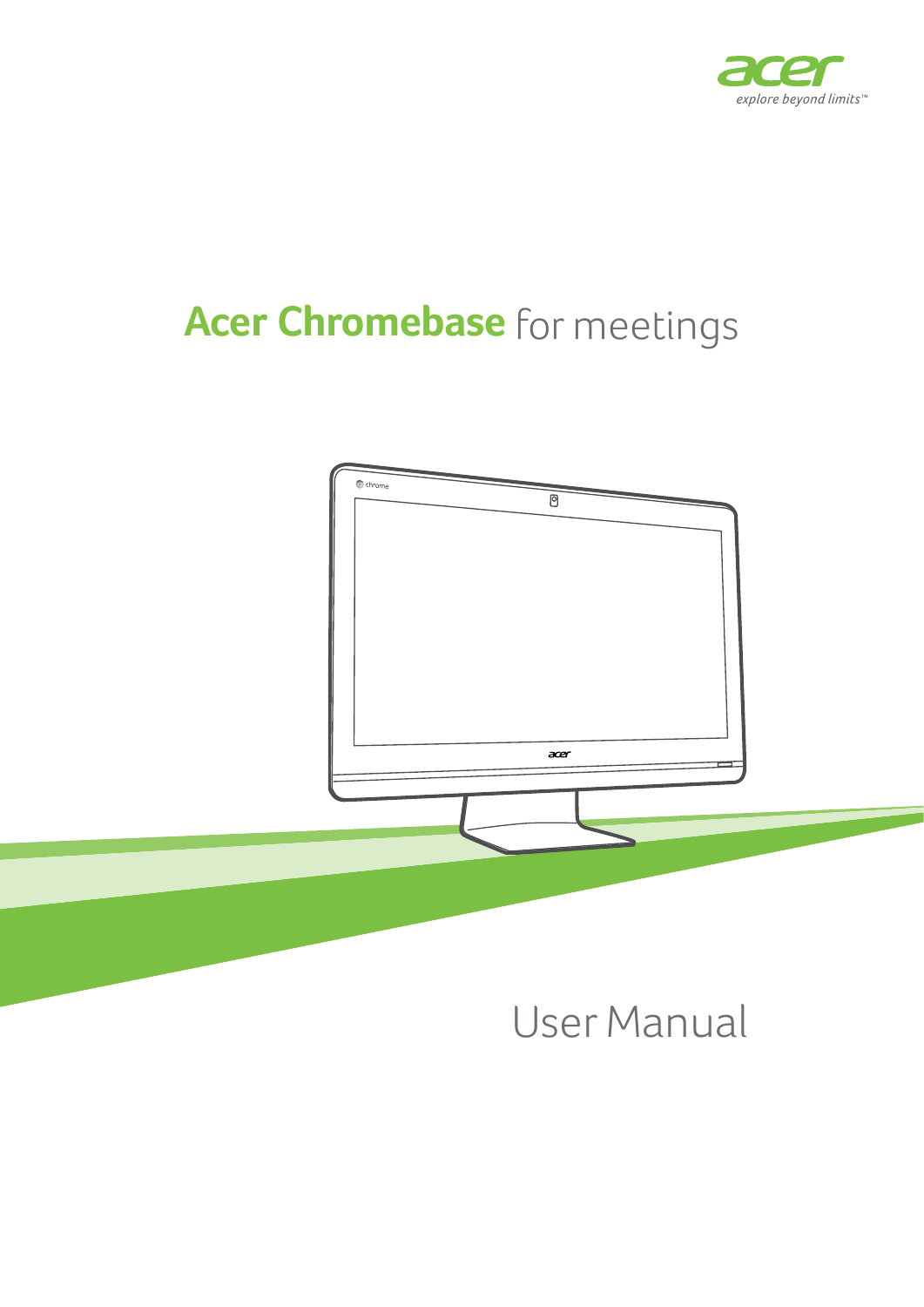acer
explore beyond limits™

# Acer Chromebase for meetings

## User Manual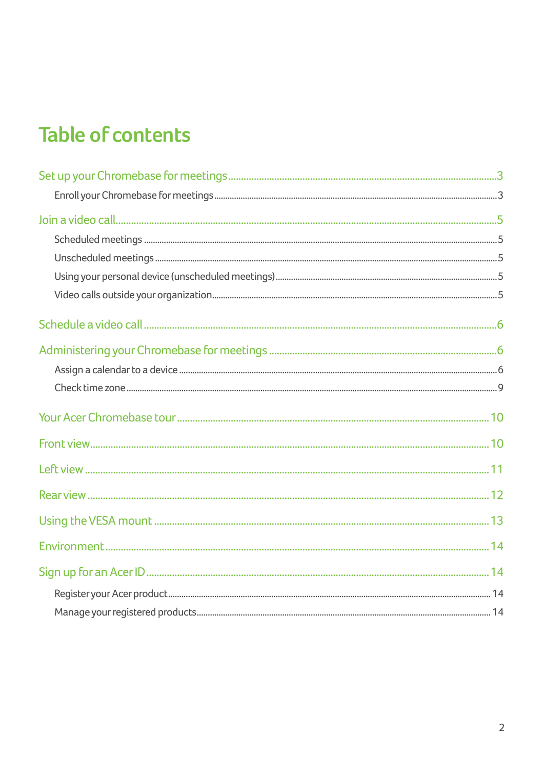# Table of contents

- Set up your Chromebase for meetings ... 3
  - Enroll your Chromebase for meetings ... 3
- Join a video call ... 5
  - Scheduled meetings ... 5
  - Unscheduled meetings ... 5
  - Using your personal device (unscheduled meetings) ... 5
  - Video calls outside your organization ... 5
- Schedule a video call ... 6
- Administering your Chromebase for meetings ... 6
  - Assign a calendar to a device ... 6
  - Check time zone ... 9
- Your Acer Chromebase tour ... 10
- Front view ... 10
- Left view ... 11
- Rear view ... 12
- Using the VESA mount ... 13
- Environment ... 14
- Sign up for an Acer ID ... 14
  - Register your Acer product ... 14
  - Manage your registered products ... 14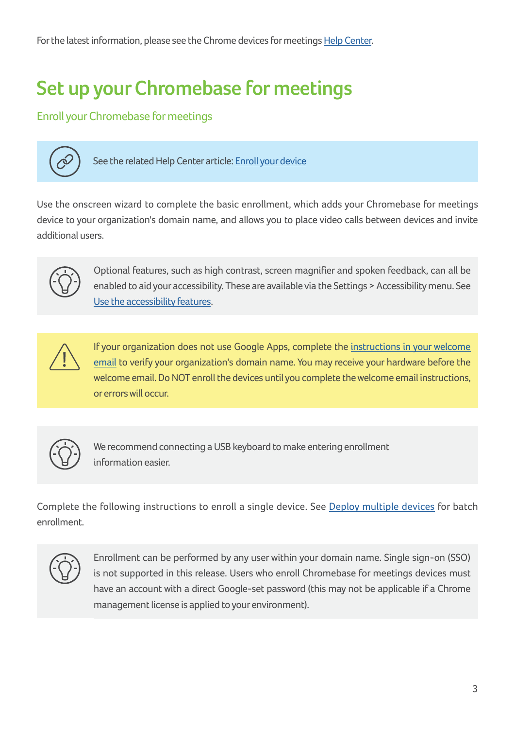For the latest information, please see the Chrome devices for meetings Help Center.

# Set up your Chromebase for meetings

## Enroll your Chromebase for meetings

> See the related Help Center article: Enroll your device

Use the onscreen wizard to complete the basic enrollment, which adds your Chromebase for meetings device to your organization's domain name, and allows you to place video calls between devices and invite additional users.

> Optional features, such as high contrast, screen magnifier and spoken feedback, can all be enabled to aid your accessibility. These are available via the Settings > Accessibility menu. See Use the accessibility features.

> If your organization does not use Google Apps, complete the instructions in your welcome email to verify your organization's domain name. You may receive your hardware before the welcome email. Do NOT enroll the devices until you complete the welcome email instructions, or errors will occur.

> We recommend connecting a USB keyboard to make entering enrollment information easier.

Complete the following instructions to enroll a single device. See Deploy multiple devices for batch enrollment.

> Enrollment can be performed by any user within your domain name. Single sign-on (SSO) is not supported in this release. Users who enroll Chromebase for meetings devices must have an account with a direct Google-set password (this may not be applicable if a Chrome management license is applied to your environment).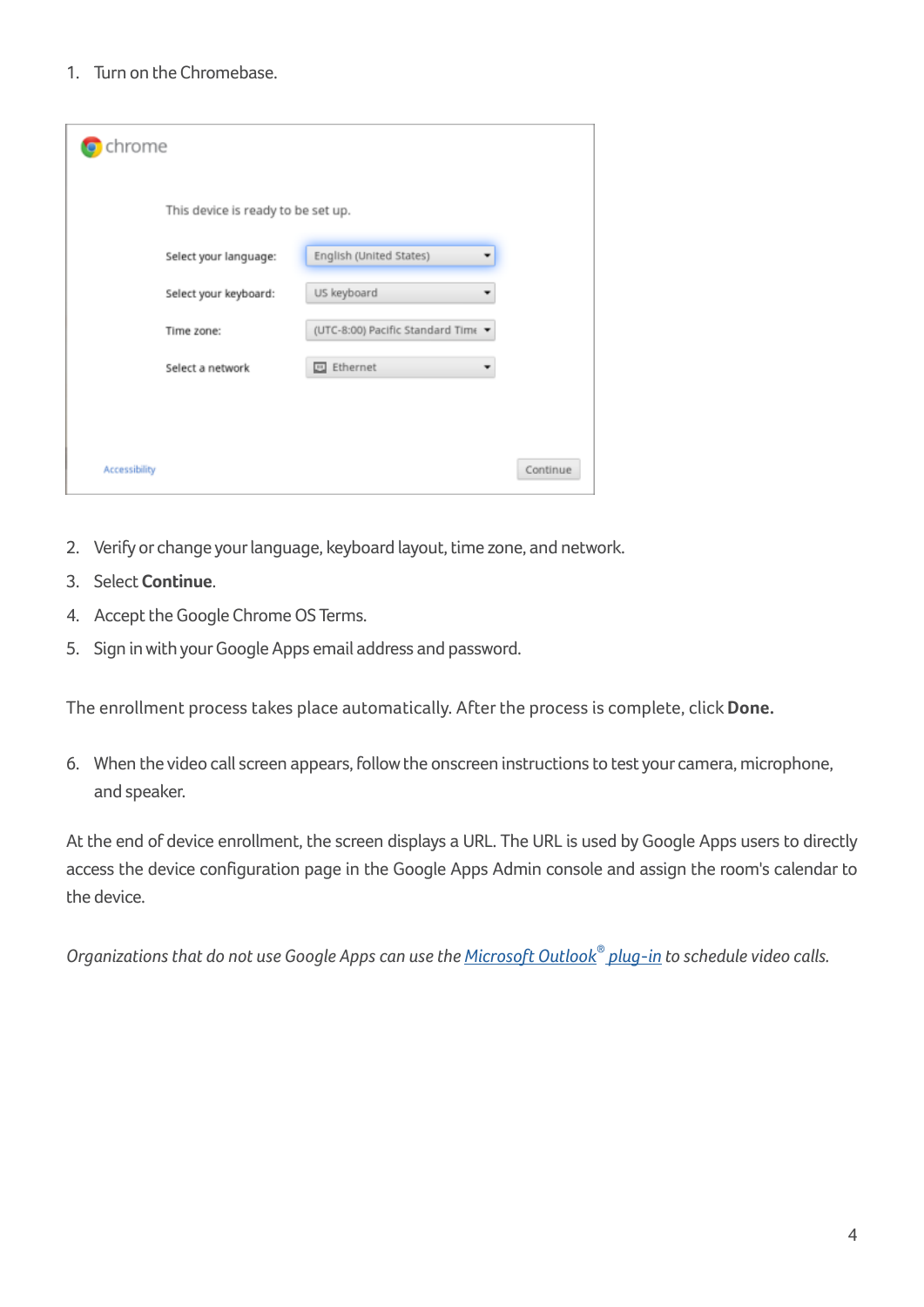1. Turn on the Chromebase.

2. Verify or change your language, keyboard layout, time zone, and network.
3. Select **Continue**.
4. Accept the Google Chrome OS Terms.
5. Sign in with your Google Apps email address and password.

The enrollment process takes place automatically. After the process is complete, click **Done.**

6. When the video call screen appears, follow the onscreen instructions to test your camera, microphone, and speaker.

At the end of device enrollment, the screen displays a URL. The URL is used by Google Apps users to directly access the device configuration page in the Google Apps Admin console and assign the room's calendar to the device.

*Organizations that do not use Google Apps can use the Microsoft Outlook® plug-in to schedule video calls.*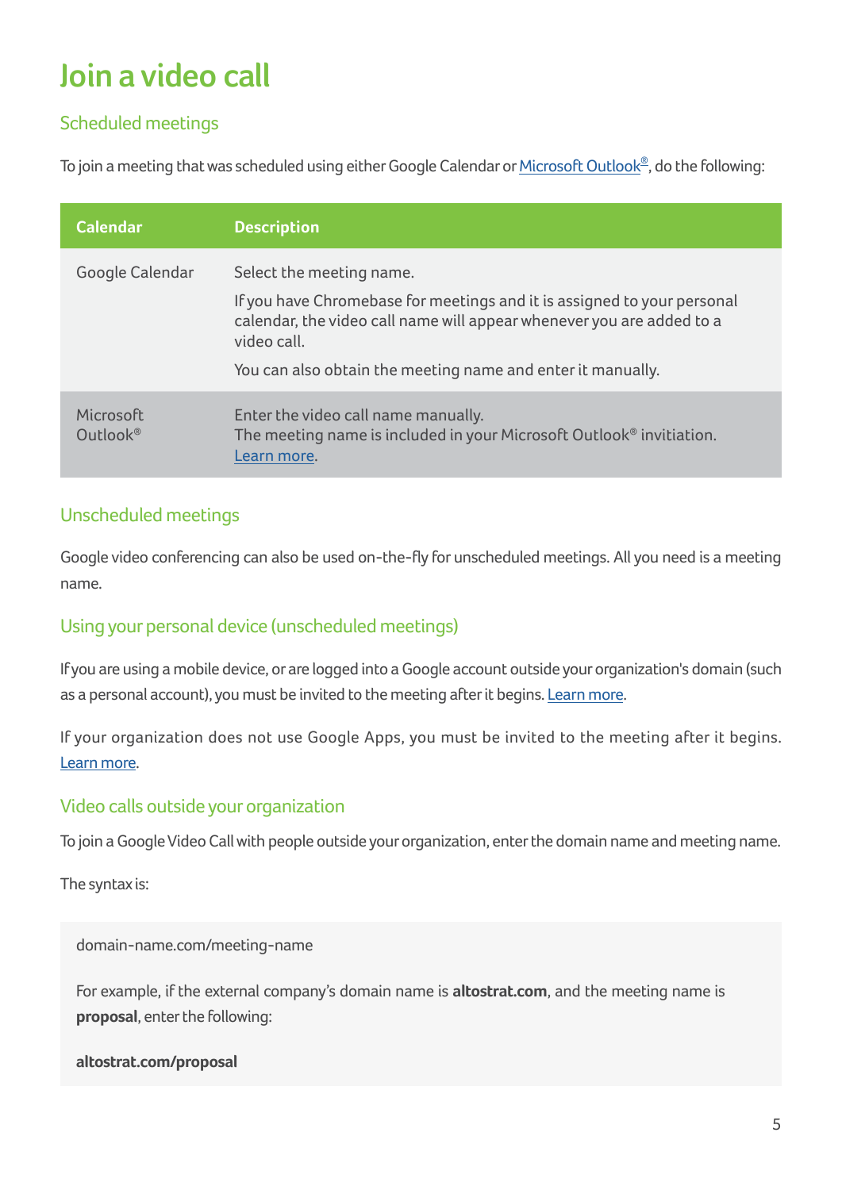# Join a video call

## Scheduled meetings

To join a meeting that was scheduled using either Google Calendar or Microsoft Outlook®, do the following:

| Calendar | Description |
|---|---|
| Google Calendar | Select the meeting name.<br><br>If you have Chromebase for meetings and it is assigned to your personal calendar, the video call name will appear whenever you are added to a video call.<br><br>You can also obtain the meeting name and enter it manually. |
| Microsoft Outlook® | Enter the video call name manually.<br>The meeting name is included in your Microsoft Outlook® invitiation. Learn more. |

## Unscheduled meetings

Google video conferencing can also be used on-the-fly for unscheduled meetings. All you need is a meeting name.

## Using your personal device (unscheduled meetings)

If you are using a mobile device, or are logged into a Google account outside your organization's domain (such as a personal account), you must be invited to the meeting after it begins. Learn more.

If your organization does not use Google Apps, you must be invited to the meeting after it begins. Learn more.

## Video calls outside your organization

To join a Google Video Call with people outside your organization, enter the domain name and meeting name.

The syntax is:

```
domain-name.com/meeting-name
```

For example, if the external company's domain name is **altostrat.com**, and the meeting name is **proposal**, enter the following:

**altostrat.com/proposal**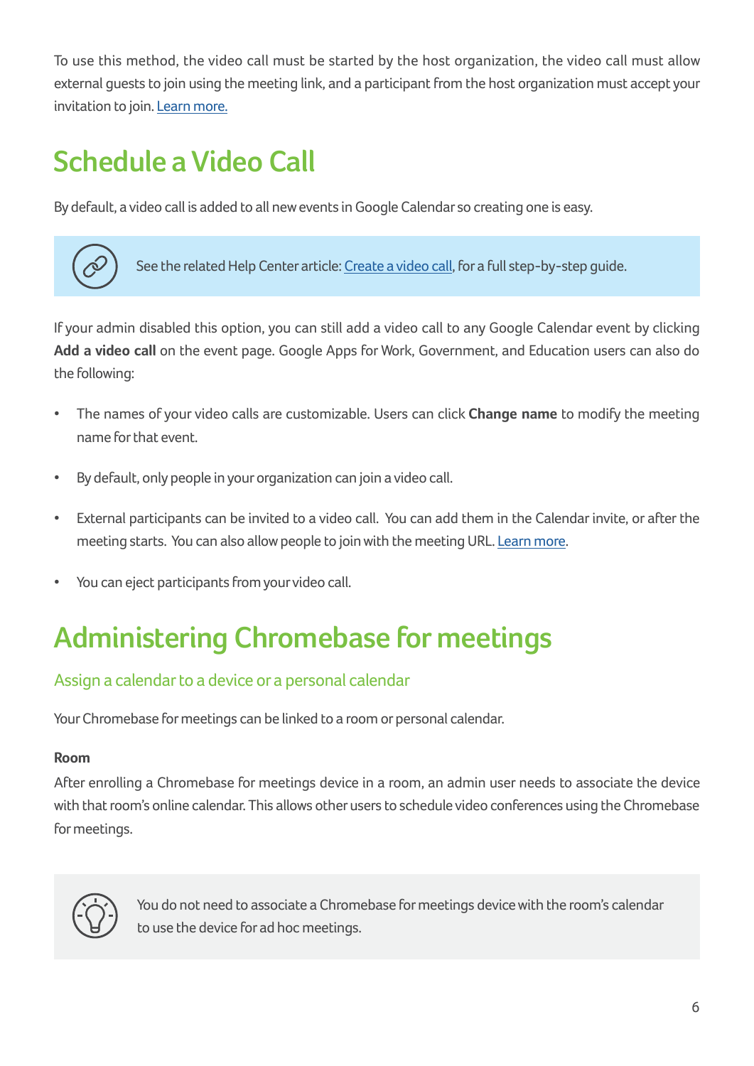To use this method, the video call must be started by the host organization, the video call must allow external guests to join using the meeting link, and a participant from the host organization must accept your invitation to join. Learn more.

# Schedule a Video Call

By default, a video call is added to all new events in Google Calendar so creating one is easy.

> See the related Help Center article: Create a video call, for a full step-by-step guide.

If your admin disabled this option, you can still add a video call to any Google Calendar event by clicking **Add a video call** on the event page. Google Apps for Work, Government, and Education users can also do the following:

- The names of your video calls are customizable. Users can click **Change name** to modify the meeting name for that event.
- By default, only people in your organization can join a video call.
- External participants can be invited to a video call. You can add them in the Calendar invite, or after the meeting starts. You can also allow people to join with the meeting URL. Learn more.
- You can eject participants from your video call.

# Administering Chromebase for meetings

## Assign a calendar to a device or a personal calendar

Your Chromebase for meetings can be linked to a room or personal calendar.

**Room**

After enrolling a Chromebase for meetings device in a room, an admin user needs to associate the device with that room's online calendar. This allows other users to schedule video conferences using the Chromebase for meetings.

> You do not need to associate a Chromebase for meetings device with the room's calendar to use the device for ad hoc meetings.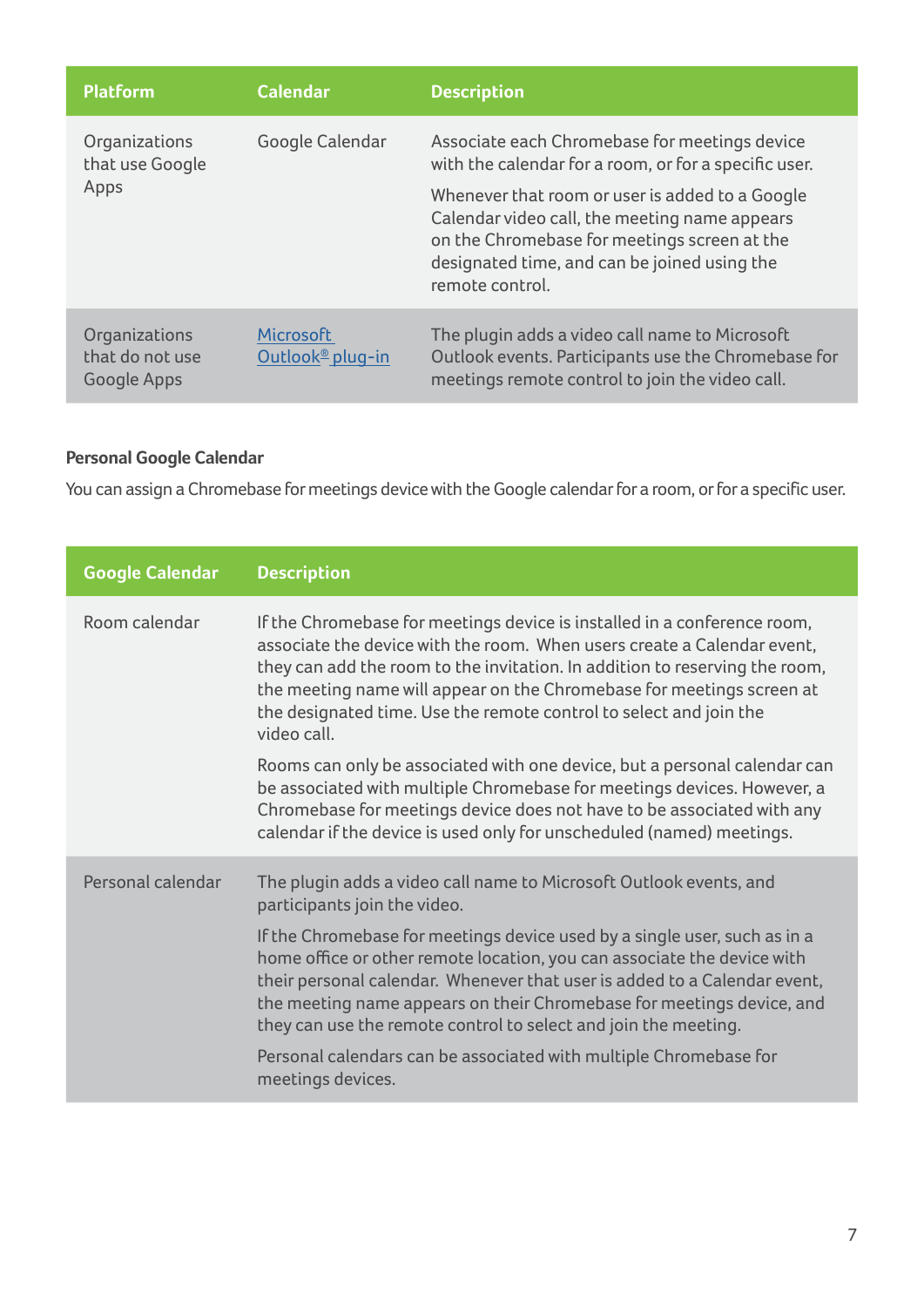| Platform | Calendar | Description |
| --- | --- | --- |
| Organizations that use Google Apps | Google Calendar | Associate each Chromebase for meetings device with the calendar for a room, or for a specific user.<br><br>Whenever that room or user is added to a Google Calendar video call, the meeting name appears on the Chromebase for meetings screen at the designated time, and can be joined using the remote control. |
| Organizations that do not use Google Apps | Microsoft Outlook® plug-in | The plugin adds a video call name to Microsoft Outlook events. Participants use the Chromebase for meetings remote control to join the video call. |

**Personal Google Calendar**

You can assign a Chromebase for meetings device with the Google calendar for a room, or for a specific user.

| Google Calendar | Description |
| --- | --- |
| Room calendar | If the Chromebase for meetings device is installed in a conference room, associate the device with the room. When users create a Calendar event, they can add the room to the invitation. In addition to reserving the room, the meeting name will appear on the Chromebase for meetings screen at the designated time. Use the remote control to select and join the video call.<br><br>Rooms can only be associated with one device, but a personal calendar can be associated with multiple Chromebase for meetings devices. However, a Chromebase for meetings device does not have to be associated with any calendar if the device is used only for unscheduled (named) meetings. |
| Personal calendar | The plugin adds a video call name to Microsoft Outlook events, and participants join the video.<br><br>If the Chromebase for meetings device used by a single user, such as in a home office or other remote location, you can associate the device with their personal calendar. Whenever that user is added to a Calendar event, the meeting name appears on their Chromebase for meetings device, and they can use the remote control to select and join the meeting.<br><br>Personal calendars can be associated with multiple Chromebase for meetings devices. |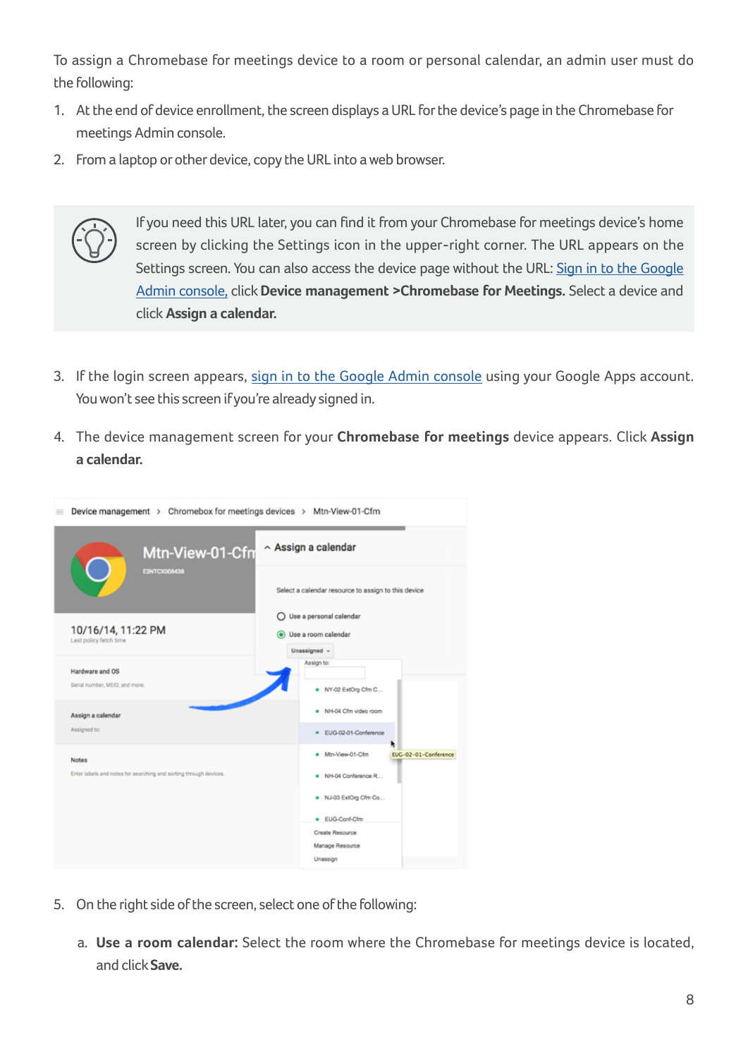To assign a Chromebase for meetings device to a room or personal calendar, an admin user must do the following:

1. At the end of device enrollment, the screen displays a URL for the device's page in the Chromebase for meetings Admin console.
2. From a laptop or other device, copy the URL into a web browser.

> If you need this URL later, you can find it from your Chromebase for meetings device's home screen by clicking the Settings icon in the upper-right corner. The URL appears on the Settings screen. You can also access the device page without the URL: Sign in to the Google Admin console, click **Device management >Chromebase for Meetings.** Select a device and click **Assign a calendar.**

3. If the login screen appears, sign in to the Google Admin console using your Google Apps account. You won't see this screen if you're already signed in.
4. The device management screen for your **Chromebase for meetings** device appears. Click **Assign a calendar.**

5. On the right side of the screen, select one of the following:

   a. **Use a room calendar:** Select the room where the Chromebase for meetings device is located, and click **Save.**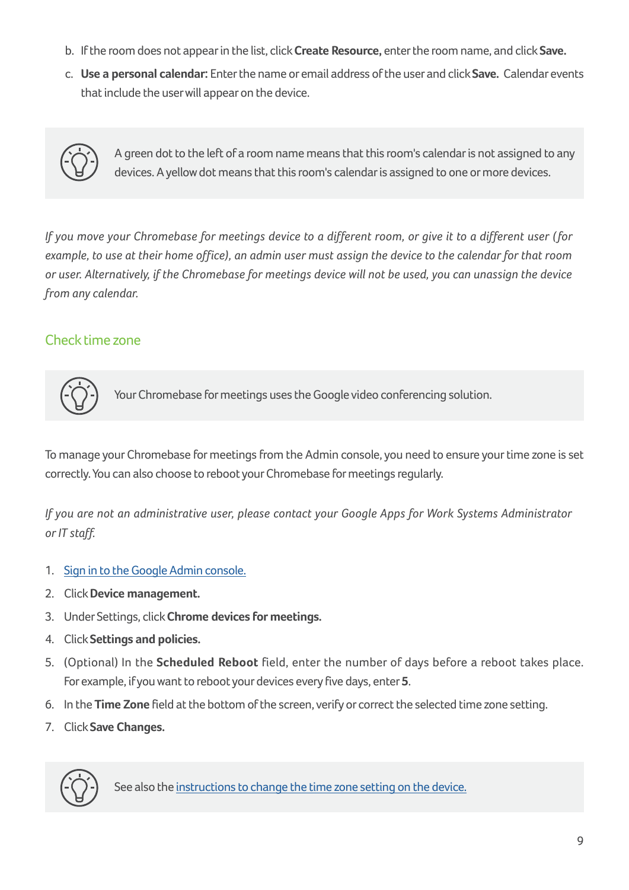b. If the room does not appear in the list, click **Create Resource,** enter the room name, and click **Save.**

c. **Use a personal calendar:** Enter the name or email address of the user and click **Save.** Calendar events that include the user will appear on the device.

> A green dot to the left of a room name means that this room's calendar is not assigned to any devices. A yellow dot means that this room's calendar is assigned to one or more devices.

*If you move your Chromebase for meetings device to a different room, or give it to a different user (for example, to use at their home office), an admin user must assign the device to the calendar for that room or user. Alternatively, if the Chromebase for meetings device will not be used, you can unassign the device from any calendar.*

## Check time zone

> Your Chromebase for meetings uses the Google video conferencing solution.

To manage your Chromebase for meetings from the Admin console, you need to ensure your time zone is set correctly. You can also choose to reboot your Chromebase for meetings regularly.

*If you are not an administrative user, please contact your Google Apps for Work Systems Administrator or IT staff.*

1. [Sign in to the Google Admin console.]()
2. Click **Device management.**
3. Under Settings, click **Chrome devices for meetings.**
4. Click **Settings and policies.**
5. (Optional) In the **Scheduled Reboot** field, enter the number of days before a reboot takes place. For example, if you want to reboot your devices every five days, enter **5**.
6. In the **Time Zone** field at the bottom of the screen, verify or correct the selected time zone setting.
7. Click **Save Changes.**

> See also the [instructions to change the time zone setting on the device.]()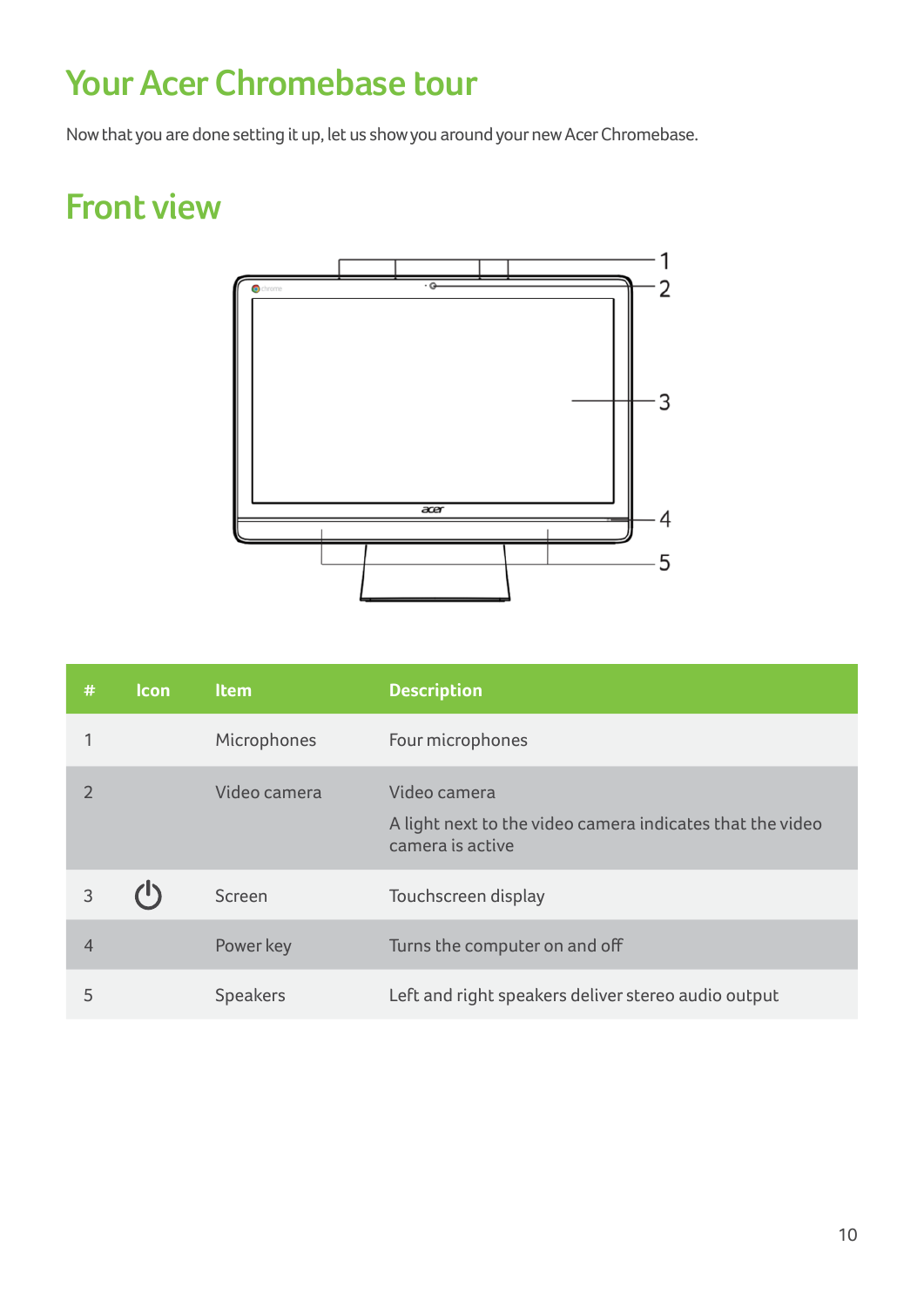# Your Acer Chromebase tour

Now that you are done setting it up, let us show you around your new Acer Chromebase.

## Front view

| # | Icon | Item | Description |
|---|---|---|---|
| 1 | | Microphones | Four microphones |
| 2 | | Video camera | Video camera<br>A light next to the video camera indicates that the video camera is active |
| 3 | ⏻ | Screen | Touchscreen display |
| 4 | | Power key | Turns the computer on and off |
| 5 | | Speakers | Left and right speakers deliver stereo audio output |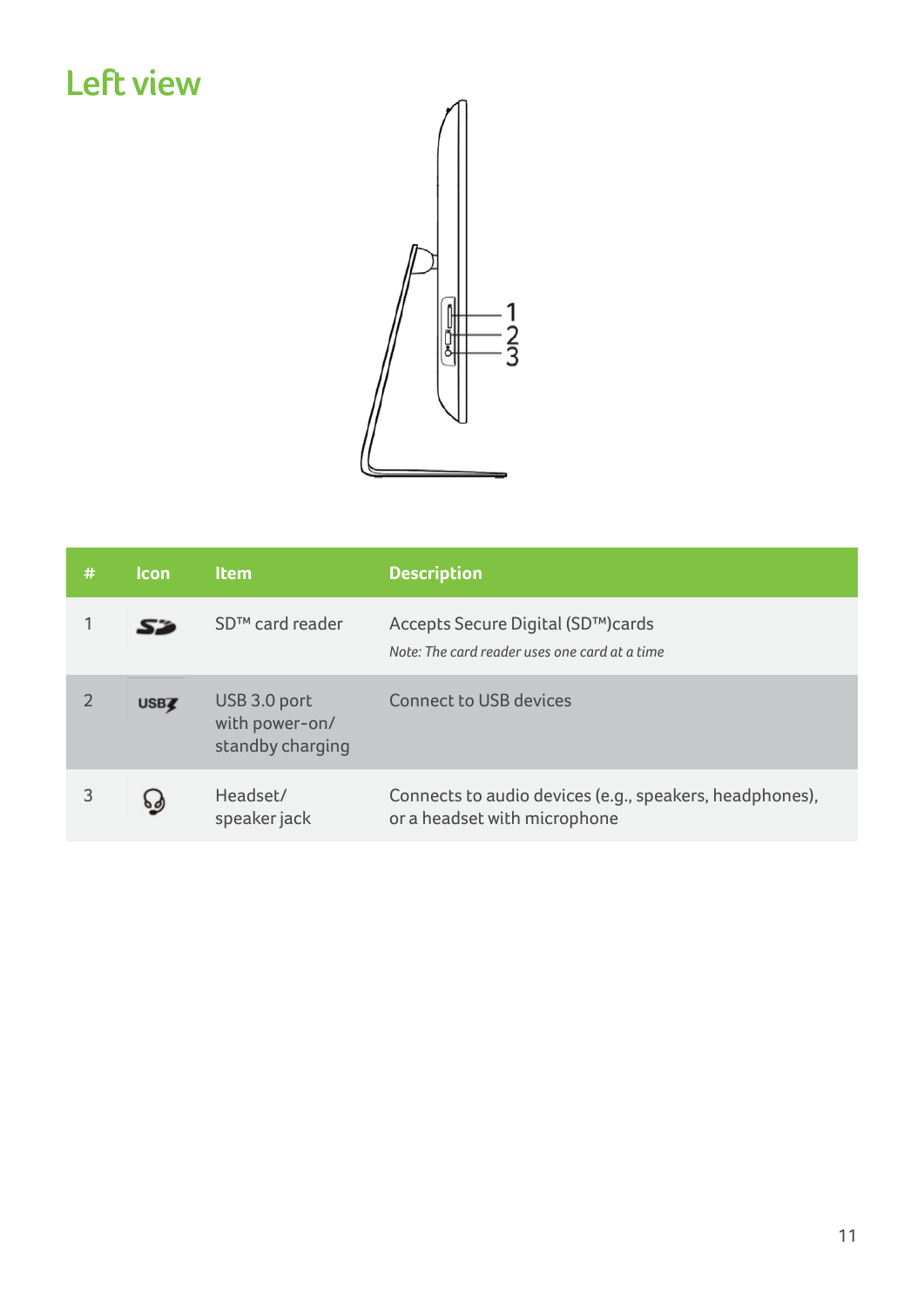# Left view

| # | Icon | Item | Description |
|---|---|---|---|
| 1 | SD | SD™ card reader | Accepts Secure Digital (SD™)cards<br>*Note: The card reader uses one card at a time* |
| 2 | USB | USB 3.0 port with power-on/ standby charging | Connect to USB devices |
| 3 | | Headset/ speaker jack | Connects to audio devices (e.g., speakers, headphones), or a headset with microphone |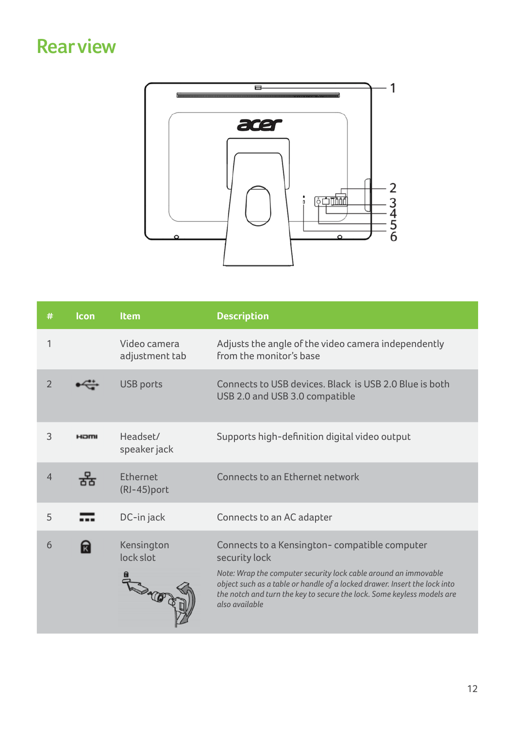# Rear view

| # | Icon | Item | Description |
|---|---|---|---|
| 1 | | Video camera adjustment tab | Adjusts the angle of the video camera independently from the monitor's base |
| 2 | | USB ports | Connects to USB devices. Black is USB 2.0 Blue is both USB 2.0 and USB 3.0 compatible |
| 3 | HDMI | Headset/ speaker jack | Supports high-definition digital video output |
| 4 | | Ethernet (RJ-45)port | Connects to an Ethernet network |
| 5 | | DC-in jack | Connects to an AC adapter |
| 6 | | Kensington lock slot | Connects to a Kensington- compatible computer security lock<br>*Note: Wrap the computer security lock cable around an immovable object such as a table or handle of a locked drawer. Insert the lock into the notch and turn the key to secure the lock. Some keyless models are also available* |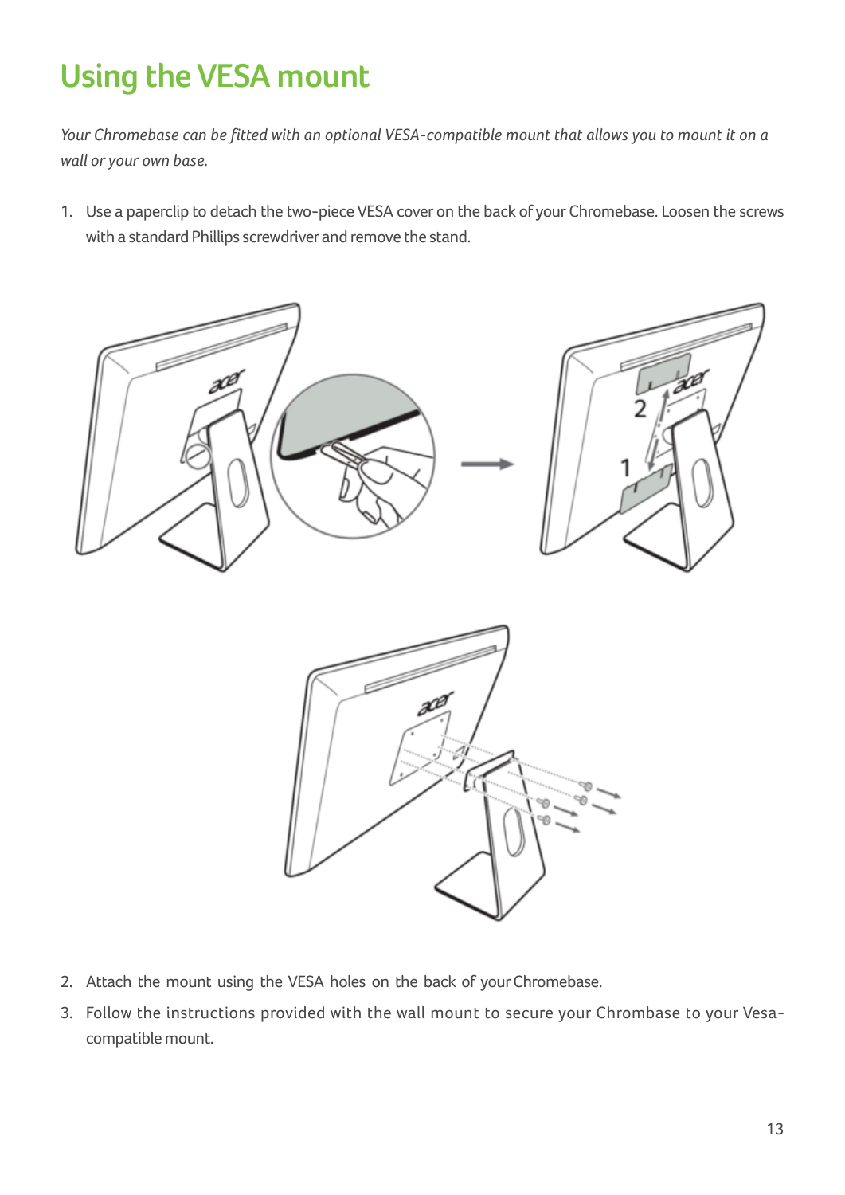# Using the VESA mount

*Your Chromebase can be fitted with an optional VESA-compatible mount that allows you to mount it on a wall or your own base.*

1. Use a paperclip to detach the two-piece VESA cover on the back of your Chromebase. Loosen the screws with a standard Phillips screwdriver and remove the stand.
2. Attach the mount using the VESA holes on the back of your Chromebase.
3. Follow the instructions provided with the wall mount to secure your Chrombase to your Vesa-compatible mount.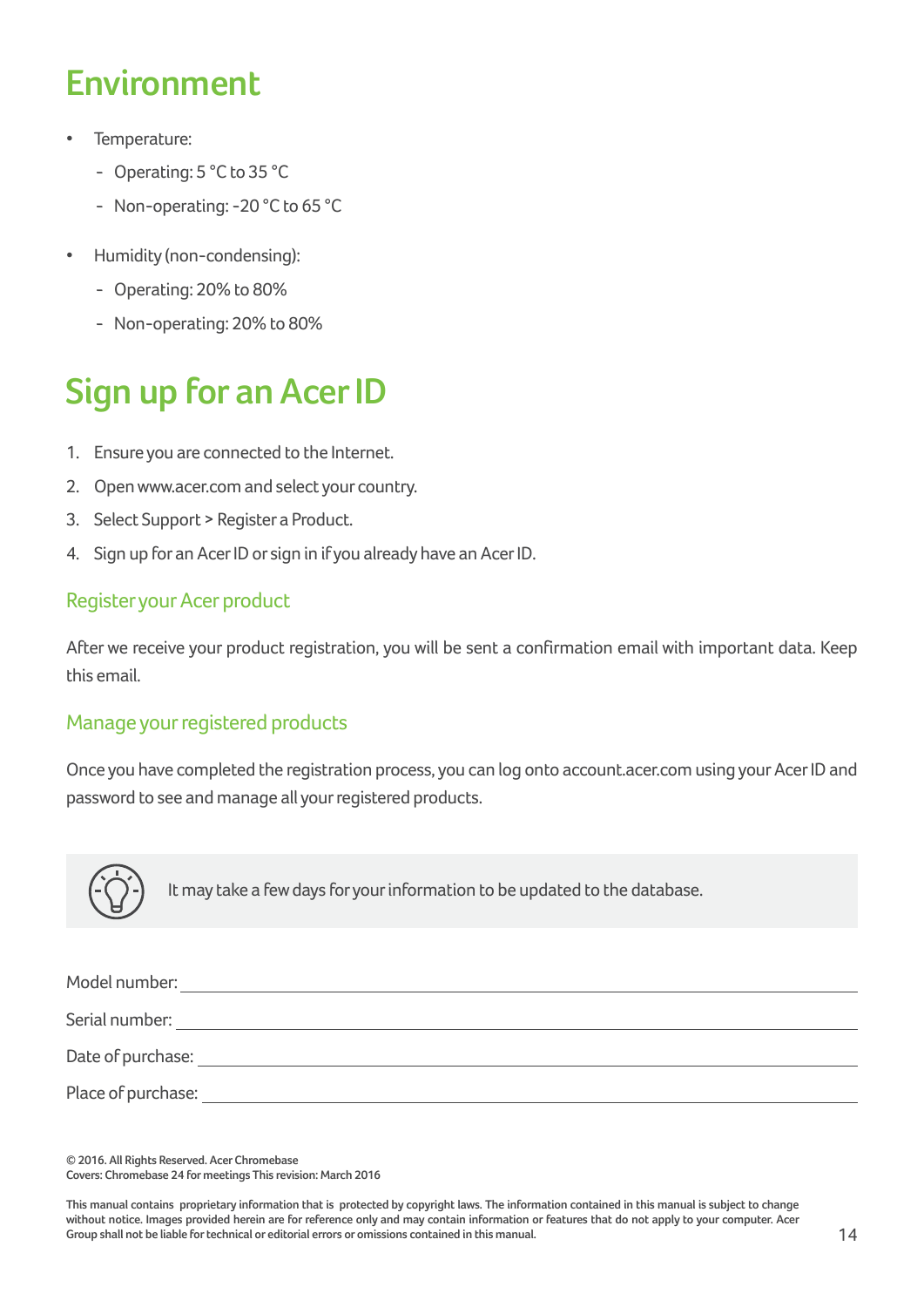# Environment

- Temperature:
  - Operating: 5 °C to 35 °C
  - Non-operating: -20 °C to 65 °C
- Humidity (non-condensing):
  - Operating: 20% to 80%
  - Non-operating: 20% to 80%

# Sign up for an Acer ID

1. Ensure you are connected to the Internet.
2. Open www.acer.com and select your country.
3. Select Support > Register a Product.
4. Sign up for an Acer ID or sign in if you already have an Acer ID.

## Register your Acer product

After we receive your product registration, you will be sent a confirmation email with important data. Keep this email.

## Manage your registered products

Once you have completed the registration process, you can log onto account.acer.com using your Acer ID and password to see and manage all your registered products.

It may take a few days for your information to be updated to the database.

Model number: ______________________________

Serial number: ______________________________

Date of purchase: ______________________________

Place of purchase: ______________________________

© 2016. All Rights Reserved. Acer Chromebase
Covers: Chromebase 24 for meetings This revision: March 2016

This manual contains proprietary information that is protected by copyright laws. The information contained in this manual is subject to change without notice. Images provided herein are for reference only and may contain information or features that do not apply to your computer. Acer Group shall not be liable for technical or editorial errors or omissions contained in this manual.